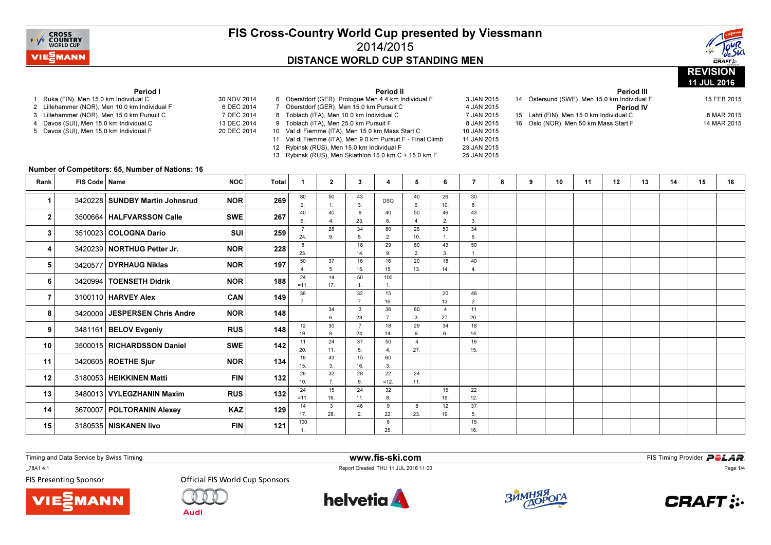# FIS Cross-Country World Cup presented by Viessmann

## 2014/2015

## DISTANCE WORLD CUP STANDING MEN

**REVISION 11 JUL 2016**

**Period I**

1 Ruka (FIN), Men 15.0 km Individual C — 30 NOV 2014
2 Lillehammer (NOR), Men 10.0 km Individual F — 6 DEC 2014
3 Lillehammer (NOR), Men 15.0 km Pursuit C — 7 DEC 2014
4 Davos (SUI), Men 15.0 km Individual C — 13 DEC 2014
5 Davos (SUI), Men 15.0 km Individual F — 20 DEC 2014

**Period II**

6 Oberstdorf (GER), Prologue Men 4.4 km Individual F — 3 JAN 2015
7 Oberstdorf (GER), Men 15.0 km Pursuit C — 4 JAN 2015
8 Toblach (ITA), Men 10.0 km Individual C — 7 JAN 2015
9 Toblach (ITA), Men 25.0 km Pursuit F — 8 JAN 2015
10 Val di Fiemme (ITA), Men 15.0 km Mass Start C — 10 JAN 2015
11 Val di Fiemme (ITA), Men 9.0 km Pursuit F - Final Climb — 11 JAN 2015
12 Rybinsk (RUS), Men 15.0 km Individual F — 23 JAN 2015
13 Rybinsk (RUS), Men Skiathlon 15.0 km C + 15.0 km F — 25 JAN 2015

**Period III**

14 Östersund (SWE), Men 15.0 km Individual F — 15 FEB 2015

**Period IV**

15 Lahti (FIN), Men 15.0 km Individual C — 8 MAR 2015
16 Oslo (NOR), Men 50 km Mass Start F — 14 MAR 2015

**Number of Competitors: 65, Number of Nations: 16**

| Rank | FIS Code | Name | NOC | Total | 1 | 2 | 3 | 4 | 5 | 6 | 7 | 8 | 9 | 10 | 11 | 12 | 13 | 14 | 15 | 16 |
|---|---|---|---|---|---|---|---|---|---|---|---|---|---|---|---|---|---|---|---|---|
| 1 | 3420228 | **SUNDBY Martin Johnsrud** | NOR | 269 | 80 2. | 50 1. | 43 3. | DSQ | 40 6. | 26 10. | 30 8. | | | | | | | | | |
| 2 | 3500664 | **HALFVARSSON Calle** | SWE | 267 | 40 6. | 40 4. | 8 23. | 40 6. | 50 4. | 46 2. | 43 3. | | | | | | | | | |
| 3 | 3510023 | **COLOGNA Dario** | SUI | 259 | 7 24. | 28 9. | 34 6. | 80 2. | 26 10. | 50 1. | 34 6. | | | | | | | | | |
| 4 | 3420239 | **NORTHUG Petter Jr.** | NOR | 228 | 8 23. | | 18 14. | 29 9. | 80 2. | 43 3. | 50 1. | | | | | | | | | |
| 5 | 3420577 | **DYRHAUG Niklas** | NOR | 197 | 50 4. | 37 5. | 16 15. | 16 15. | 20 13. | 18 14. | 40 4. | | | | | | | | | |
| 6 | 3420994 | **TOENSETH Didrik** | NOR | 188 | 24 =11. | 14 17. | 50 1. | 100 1. | | | | | | | | | | | | |
| 7 | 3100110 | **HARVEY Alex** | CAN | 149 | 36 7. | | 32 7. | 15 16. | | 20 13. | 46 2. | | | | | | | | | |
| 8 | 3420009 | **JESPERSEN Chris Andre** | NOR | 148 | | 34 6. | 3 28. | 36 7. | 60 3. | 4 27. | 11 20. | | | | | | | | | |
| 9 | 3481161 | **BELOV Evgeniy** | RUS | 148 | 12 19. | 30 8. | 7 24. | 18 14. | 29 9. | 34 6. | 18 14. | | | | | | | | | |
| 10 | 3500015 | **RICHARDSSON Daniel** | SWE | 142 | 11 20. | 24 11. | 37 5. | 50 4. | 4 27. | | 16 15. | | | | | | | | | |
| 11 | 3420605 | **ROETHE Sjur** | NOR | 134 | 16 15. | 43 3. | 15 16. | 60 3. | | | | | | | | | | | | |
| 12 | 3180053 | **HEIKKINEN Matti** | FIN | 132 | 26 10. | 32 7. | 28 9. | 22 =12. | 24 11. | | | | | | | | | | | |
| 13 | 3480013 | **VYLEGZHANIN Maxim** | RUS | 132 | 24 =11. | 15 16. | 24 11. | 32 8. | | 15 16. | 22 12. | | | | | | | | | |
| 14 | 3670007 | **POLTORANIN Alexey** | KAZ | 129 | 14 17. | 3 28. | 46 2. | 9 22. | 8 23. | 12 19. | 37 5. | | | | | | | | | |
| 15 | 3180535 | **NISKANEN Iivo** | FIN | 121 | 100 1. | | | 6 25. | | | 15 16. | | | | | | | | | |

Timing and Data Service by Swiss Timing — www.fis-ski.com — FIS Timing Provider POLAR

_78A1 4.1 — Report Created THU 11 JUL 2016 11:00

FIS Presenting Sponsor — Official FIS World Cup Sponsors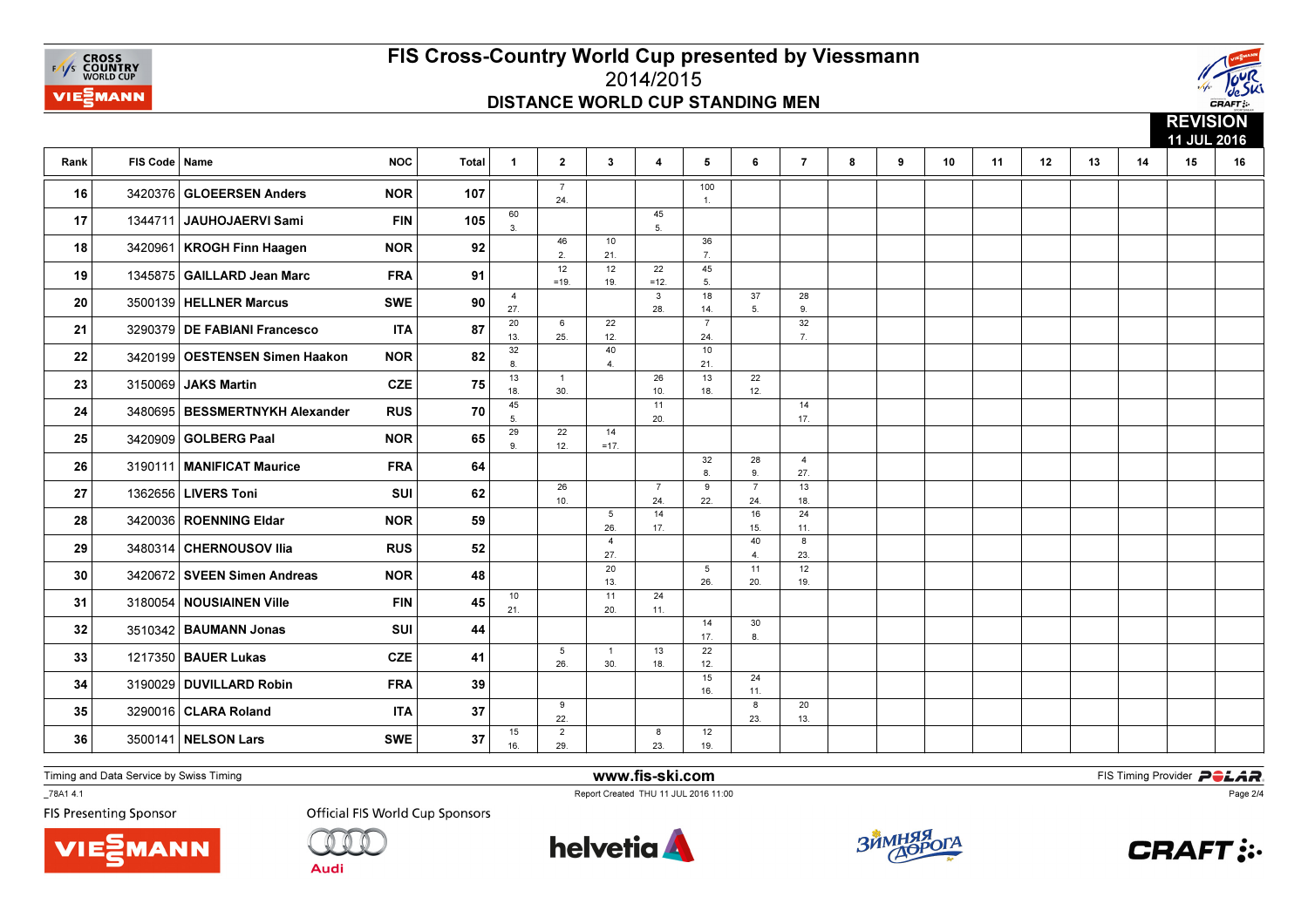# FIS Cross-Country World Cup presented by Viessmann

2014/2015

## DISTANCE WORLD CUP STANDING MEN

REVISION 11 JUL 2016

| Rank | FIS Code | Name | NOC | Total | 1 | 2 | 3 | 4 | 5 | 6 | 7 | 8 | 9 | 10 | 11 | 12 | 13 | 14 | 15 | 16 |
|---|---|---|---|---|---|---|---|---|---|---|---|---|---|---|---|---|---|---|---|---|
| 16 | 3420376 | GLOEERSEN Anders | NOR | 107 | | 7 24. | | | 100 1. | | | | | | | | | | | |
| 17 | 1344711 | JAUHOJAERVI Sami | FIN | 105 | 60 3. | | | 45 5. | | | | | | | | | | | | |
| 18 | 3420961 | KROGH Finn Haagen | NOR | 92 | | 46 2. | 10 21. | | 36 7. | | | | | | | | | | | |
| 19 | 1345875 | GAILLARD Jean Marc | FRA | 91 | | 12 =19. | 12 19. | 22 =12. | 45 5. | | | | | | | | | | | |
| 20 | 3500139 | HELLNER Marcus | SWE | 90 | 4 27. | | | 3 28. | 18 14. | 37 5. | 28 9. | | | | | | | | | |
| 21 | 3290379 | DE FABIANI Francesco | ITA | 87 | 20 13. | 6 25. | 22 12. | | 7 24. | | 32 7. | | | | | | | | | |
| 22 | 3420199 | OESTENSEN Simen Haakon | NOR | 82 | 32 8. | | 40 4. | | 10 21. | | | | | | | | | | | |
| 23 | 3150069 | JAKS Martin | CZE | 75 | 13 18. | 1 30. | | 26 10. | 13 18. | 22 12. | | | | | | | | | | |
| 24 | 3480695 | BESSMERTNYKH Alexander | RUS | 70 | 45 5. | | | 11 20. | | | 14 17. | | | | | | | | | |
| 25 | 3420909 | GOLBERG Paal | NOR | 65 | 29 9. | 22 12. | 14 =17. | | | | | | | | | | | | | |
| 26 | 3190111 | MANIFICAT Maurice | FRA | 64 | | | | | 32 8. | 28 9. | 4 27. | | | | | | | | | |
| 27 | 1362656 | LIVERS Toni | SUI | 62 | | 26 10. | | 7 24. | 9 22. | 7 24. | 13 18. | | | | | | | | | |
| 28 | 3420036 | ROENNING Eldar | NOR | 59 | | | 5 26. | 14 17. | | 16 15. | 24 11. | | | | | | | | | |
| 29 | 3480314 | CHERNOUSOV Ilia | RUS | 52 | | | 4 27. | | | 40 4. | 8 23. | | | | | | | | | |
| 30 | 3420672 | SVEEN Simen Andreas | NOR | 48 | | | 20 13. | | 5 26. | 11 20. | 12 19. | | | | | | | | | |
| 31 | 3180054 | NOUSIAINEN Ville | FIN | 45 | 10 21. | | 11 20. | 24 11. | | | | | | | | | | | | |
| 32 | 3510342 | BAUMANN Jonas | SUI | 44 | | | | | 14 17. | 30 8. | | | | | | | | | | |
| 33 | 1217350 | BAUER Lukas | CZE | 41 | | 5 26. | 1 30. | 13 18. | 22 12. | | | | | | | | | | | |
| 34 | 3190029 | DUVILLARD Robin | FRA | 39 | | | | | 15 16. | 24 11. | | | | | | | | | | |
| 35 | 3290016 | CLARA Roland | ITA | 37 | | 9 22. | | | | 8 23. | 20 13. | | | | | | | | | |
| 36 | 3500141 | NELSON Lars | SWE | 37 | 15 16. | 2 29. | | 8 23. | 12 19. | | | | | | | | | | | |

Timing and Data Service by Swiss Timing

www.fis-ski.com

FIS Timing Provider POLAR

_78A1 4.1

Report Created THU 11 JUL 2016 11:00

FIS Presenting Sponsor

Official FIS World Cup Sponsors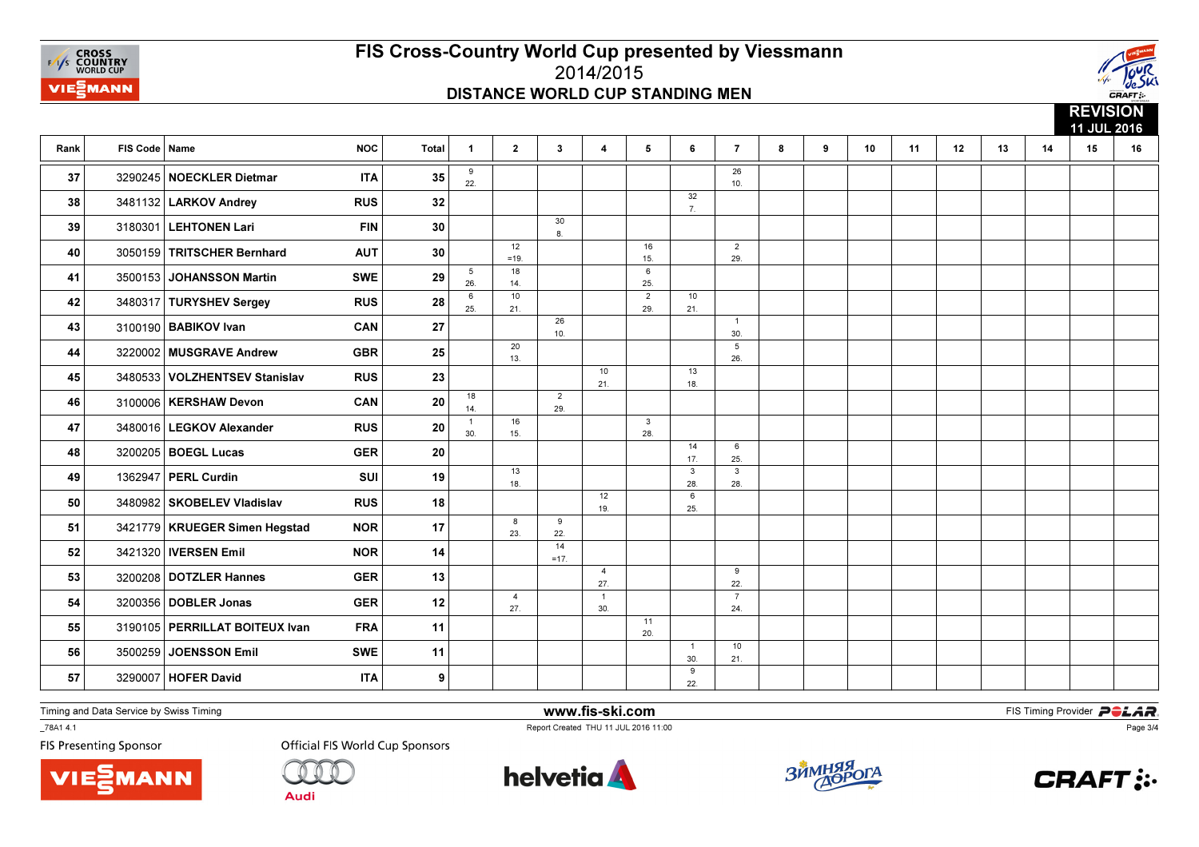# FIS Cross-Country World Cup presented by Viessmann

## 2014/2015

### DISTANCE WORLD CUP STANDING MEN

**REVISION 11 JUL 2016**

| Rank | FIS Code | Name | NOC | Total | 1 | 2 | 3 | 4 | 5 | 6 | 7 | 8 | 9 | 10 | 11 | 12 | 13 | 14 | 15 | 16 |
|---|---|---|---|---|---|---|---|---|---|---|---|---|---|---|---|---|---|---|---|---|
| 37 | 3290245 | NOECKLER Dietmar | ITA | 35 | 9 22. | | | | | | 26 10. | | | | | | | | | |
| 38 | 3481132 | LARKOV Andrey | RUS | 32 | | | | | | 32 7. | | | | | | | | | | |
| 39 | 3180301 | LEHTONEN Lari | FIN | 30 | | | 30 8. | | | | | | | | | | | | | |
| 40 | 3050159 | TRITSCHER Bernhard | AUT | 30 | | 12 =19. | | | 16 15. | | 2 29. | | | | | | | | | |
| 41 | 3500153 | JOHANSSON Martin | SWE | 29 | 5 26. | 18 14. | | | 6 25. | | | | | | | | | | | |
| 42 | 3480317 | TURYSHEV Sergey | RUS | 28 | 6 25. | 10 21. | | | 2 29. | 10 21. | | | | | | | | | | |
| 43 | 3100190 | BABIKOV Ivan | CAN | 27 | | | 26 10. | | | | 1 30. | | | | | | | | | |
| 44 | 3220002 | MUSGRAVE Andrew | GBR | 25 | | 20 13. | | | | | 5 26. | | | | | | | | | |
| 45 | 3480533 | VOLZHENTSEV Stanislav | RUS | 23 | | | | 10 21. | | 13 18. | | | | | | | | | | |
| 46 | 3100006 | KERSHAW Devon | CAN | 20 | 18 14. | | 2 29. | | | | | | | | | | | | | |
| 47 | 3480016 | LEGKOV Alexander | RUS | 20 | 1 30. | 16 15. | | | 3 28. | | | | | | | | | | | |
| 48 | 3200205 | BOEGL Lucas | GER | 20 | | | | | | 14 17. | 6 25. | | | | | | | | | |
| 49 | 1362947 | PERL Curdin | SUI | 19 | | 13 18. | | | | 3 28. | 3 28. | | | | | | | | | |
| 50 | 3480982 | SKOBELEV Vladislav | RUS | 18 | | | | 12 19. | | 6 25. | | | | | | | | | | |
| 51 | 3421779 | KRUEGER Simen Hegstad | NOR | 17 | | 8 23. | 9 22. | | | | | | | | | | | | | |
| 52 | 3421320 | IVERSEN Emil | NOR | 14 | | | 14 =17. | | | | | | | | | | | | | |
| 53 | 3200208 | DOTZLER Hannes | GER | 13 | | | | 4 27. | | | 9 22. | | | | | | | | | |
| 54 | 3200356 | DOBLER Jonas | GER | 12 | | 4 27. | | 1 30. | | | 7 24. | | | | | | | | | |
| 55 | 3190105 | PERRILLAT BOITEUX Ivan | FRA | 11 | | | | | 11 20. | | | | | | | | | | | |
| 56 | 3500259 | JOENSSON Emil | SWE | 11 | | | | | | 1 30. | 10 21. | | | | | | | | | |
| 57 | 3290007 | HOFER David | ITA | 9 | | | | | | 9 22. | | | | | | | | | | |

Timing and Data Service by Swiss Timing | www.fis-ski.com | FIS Timing Provider POLAR

_78A1 4.1 | Report Created THU 11 JUL 2016 11:00

FIS Presenting Sponsor | Official FIS World Cup Sponsors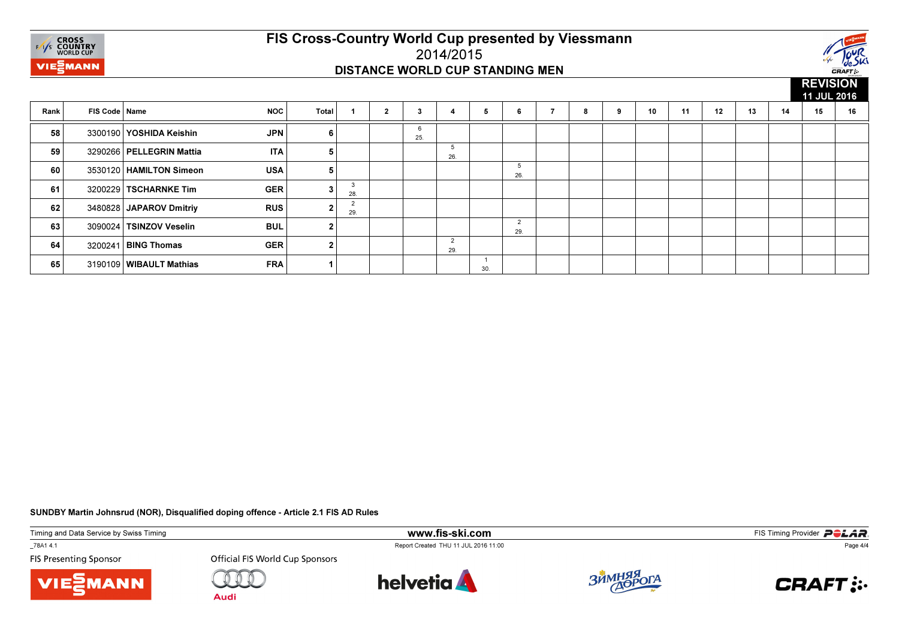# FIS Cross-Country World Cup presented by Viessmann

## 2014/2015

## DISTANCE WORLD CUP STANDING MEN

**REVISION 11 JUL 2016**

| Rank | FIS Code | Name | NOC | Total | 1 | 2 | 3 | 4 | 5 | 6 | 7 | 8 | 9 | 10 | 11 | 12 | 13 | 14 | 15 | 16 |
|---|---|---|---|---|---|---|---|---|---|---|---|---|---|---|---|---|---|---|---|---|
| 58 | 3300190 | YOSHIDA Keishin | JPN | 6 | | | 6 25. | | | | | | | | | | | | | |
| 59 | 3290266 | PELLEGRIN Mattia | ITA | 5 | | | | 5 26. | | | | | | | | | | | | |
| 60 | 3530120 | HAMILTON Simeon | USA | 5 | | | | | | 5 26. | | | | | | | | | | |
| 61 | 3200229 | TSCHARNKE Tim | GER | 3 | 3 28. | | | | | | | | | | | | | | | |
| 62 | 3480828 | JAPAROV Dmitriy | RUS | 2 | 2 29. | | | | | | | | | | | | | | | |
| 63 | 3090024 | TSINZOV Veselin | BUL | 2 | | | | | | 2 29. | | | | | | | | | | |
| 64 | 3200241 | BING Thomas | GER | 2 | | | | 2 29. | | | | | | | | | | | | |
| 65 | 3190109 | WIBAULT Mathias | FRA | 1 | | | | | 1 30. | | | | | | | | | | | |

**SUNDBY Martin Johnsrud (NOR), Disqualified doping offence - Article 2.1 FIS AD Rules**

Timing and Data Service by Swiss Timing

www.fis-ski.com

FIS Timing Provider POLAR

_78A1 4.1

Report Created THU 11 JUL 2016 11:00

FIS Presenting Sponsor

Official FIS World Cup Sponsors